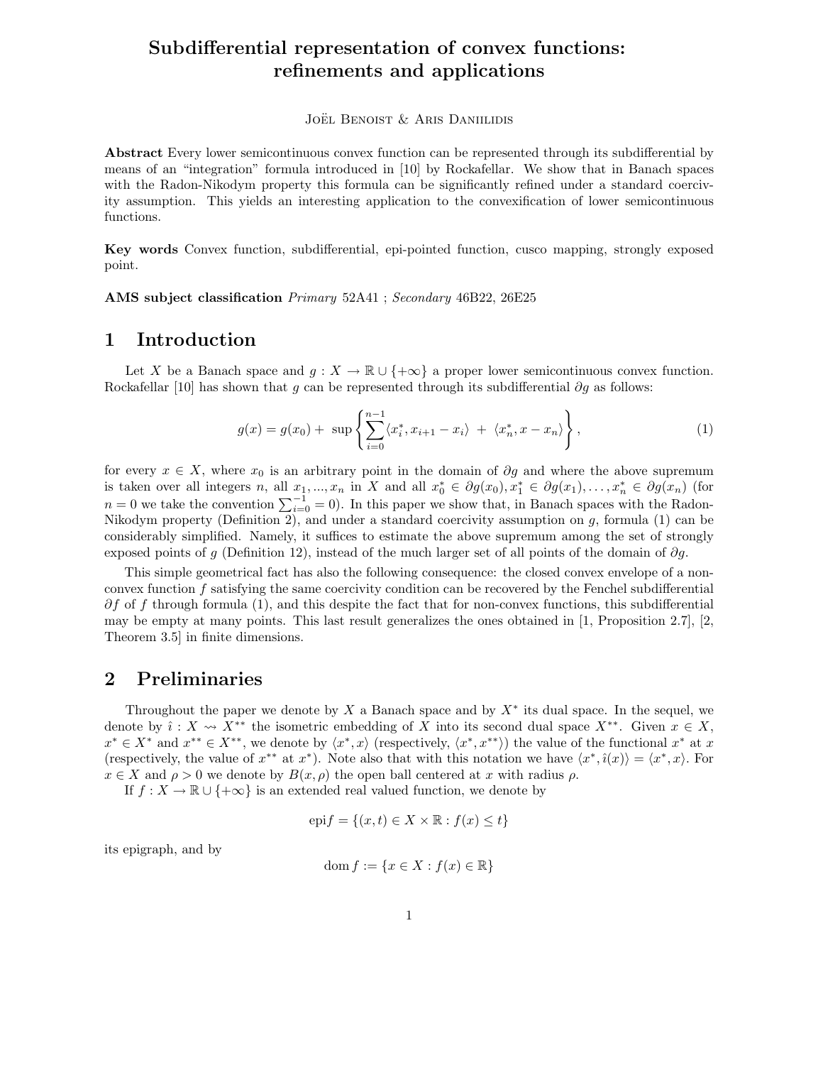# Subdifferential representation of convex functions: refinements and applications

Joël Benoist & Aris Daniilidis

**Abstract** Every lower semicontinuous convex function can be represented through its subdifferential by means of an "integration" formula introduced in [10] by Rockafellar. We show that in Banach spaces with the Radon-Nikodym property this formula can be significantly refined under a standard coercivity assumption. This yields an interesting application to the convexification of lower semicontinuous functions.

**Key words** Convex function, subdifferential, epi-pointed function, cusco mapping, strongly exposed point.

**AMS subject classification** *Primary* 52A41 ; *Secondary* 46B22, 26E25

## 1 Introduction

Let $X$ be a Banach space and $g : X \to \mathbb{R} \cup \{+\infty\}$ a proper lower semicontinuous convex function. Rockafellar [10] has shown that $g$ can be represented through its subdifferential $\partial g$ as follows:

$$g(x) = g(x_0) + \sup \left\{ \sum_{i=0}^{n-1} \langle x_i^*, x_{i+1} - x_i \rangle \; + \; \langle x_n^*, x - x_n \rangle \right\}, \tag{1}$$

for every $x \in X$, where $x_0$ is an arbitrary point in the domain of $\partial g$ and where the above supremum is taken over all integers $n$, all $x_1, ..., x_n$ in $X$ and all $x_0^* \in \partial g(x_0), x_1^* \in \partial g(x_1), \ldots, x_n^* \in \partial g(x_n)$ (for $n = 0$ we take the convention $\sum_{i=0}^{-1} = 0$). In this paper we show that, in Banach spaces with the Radon-Nikodym property (Definition 2), and under a standard coercivity assumption on $g$, formula (1) can be considerably simplified. Namely, it suffices to estimate the above supremum among the set of strongly exposed points of $g$ (Definition 12), instead of the much larger set of all points of the domain of $\partial g$.

This simple geometrical fact has also the following consequence: the closed convex envelope of a non-convex function $f$ satisfying the same coercivity condition can be recovered by the Fenchel subdifferential $\partial f$ of $f$ through formula (1), and this despite the fact that for non-convex functions, this subdifferential may be empty at many points. This last result generalizes the ones obtained in [1, Proposition 2.7], [2, Theorem 3.5] in finite dimensions.

## 2 Preliminaries

Throughout the paper we denote by $X$ a Banach space and by $X^*$ its dual space. In the sequel, we denote by $\hat{\imath} : X \rightsquigarrow X^{**}$ the isometric embedding of $X$ into its second dual space $X^{**}$. Given $x \in X$, $x^* \in X^*$ and $x^{**} \in X^{**}$, we denote by $\langle x^*, x \rangle$ (respectively, $\langle x^*, x^{**} \rangle$) the value of the functional $x^*$ at $x$ (respectively, the value of $x^{**}$ at $x^*$). Note also that with this notation we have $\langle x^*, \hat{\imath}(x) \rangle = \langle x^*, x \rangle$. For $x \in X$ and $\rho > 0$ we denote by $B(x, \rho)$ the open ball centered at $x$ with radius $\rho$.

If $f : X \to \mathbb{R} \cup \{+\infty\}$ is an extended real valued function, we denote by

$$\text{epi} f = \{(x, t) \in X \times \mathbb{R} : f(x) \leq t\}$$

its epigraph, and by

$$\text{dom}\, f := \{x \in X : f(x) \in \mathbb{R}\}$$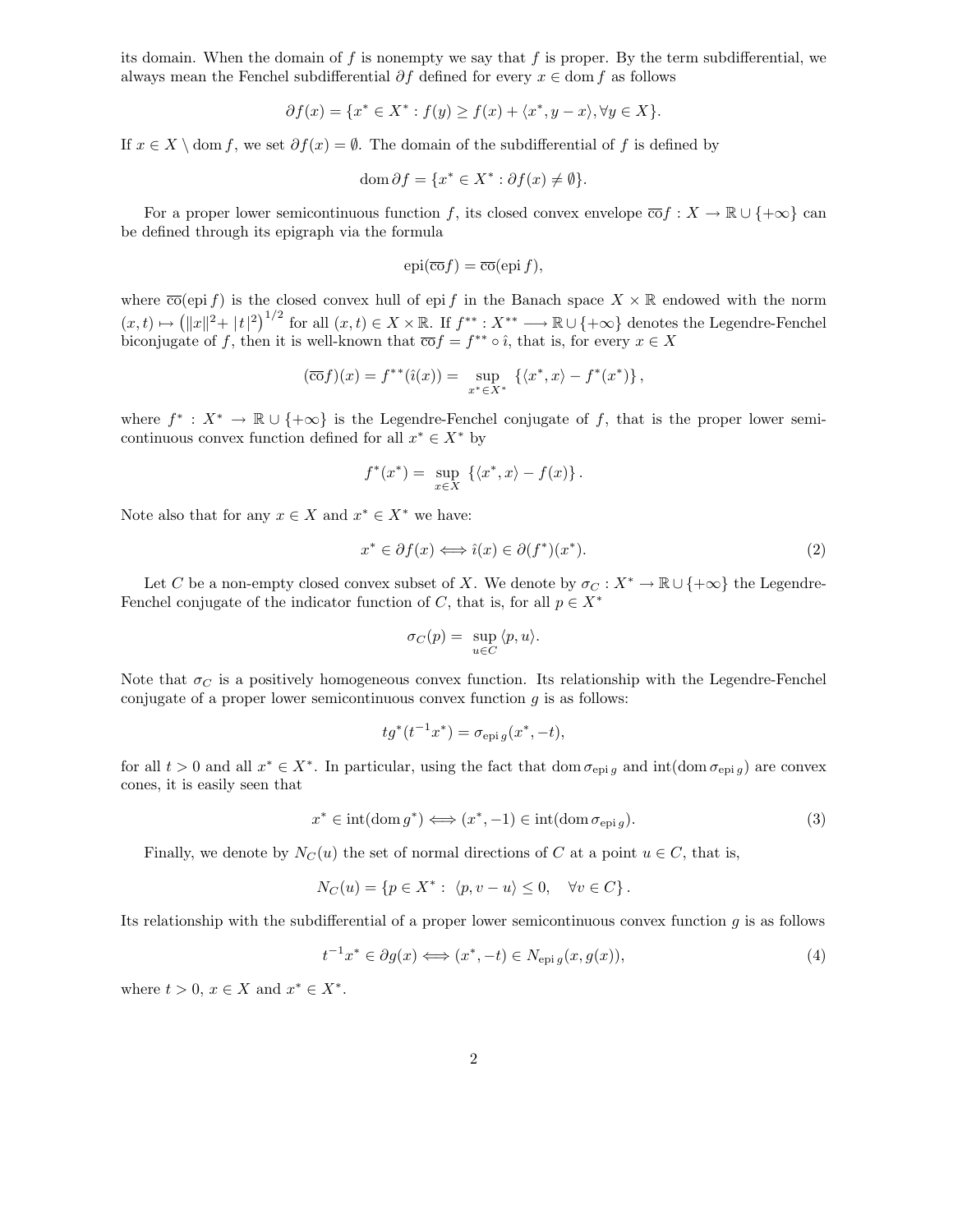its domain. When the domain of $f$ is nonempty we say that $f$ is proper. By the term subdifferential, we always mean the Fenchel subdifferential $\partial f$ defined for every $x \in \operatorname{dom} f$ as follows

$$\partial f(x) = \{x^* \in X^* : f(y) \geq f(x) + \langle x^*, y - x\rangle, \forall y \in X\}.$$

If $x \in X \setminus \operatorname{dom} f$, we set $\partial f(x) = \emptyset$. The domain of the subdifferential of $f$ is defined by

$$\operatorname{dom} \partial f = \{x^* \in X^* : \partial f(x) \neq \emptyset\}.$$

For a proper lower semicontinuous function $f$, its closed convex envelope $\overline{\text{co}} f : X \to \mathbb{R} \cup \{+\infty\}$ can be defined through its epigraph via the formula

$$\operatorname{epi}(\overline{\text{co}} f) = \overline{\text{co}}(\operatorname{epi} f),$$

where $\overline{\text{co}}(\operatorname{epi} f)$ is the closed convex hull of $\operatorname{epi} f$ in the Banach space $X \times \mathbb{R}$ endowed with the norm $(x,t) \mapsto \left(\|x\|^2 + |t|^2\right)^{1/2}$ for all $(x,t) \in X \times \mathbb{R}$. If $f^{**} : X^{**} \longrightarrow \mathbb{R} \cup \{+\infty\}$ denotes the Legendre-Fenchel biconjugate of $f$, then it is well-known that $\overline{\text{co}} f = f^{**} \circ \hat{\imath}$, that is, for every $x \in X$

$$(\overline{\text{co}} f)(x) = f^{**}(\hat{\imath}(x)) = \sup_{x^* \in X^*} \left\{\langle x^*, x\rangle - f^*(x^*)\right\},$$

where $f^* : X^* \to \mathbb{R} \cup \{+\infty\}$ is the Legendre-Fenchel conjugate of $f$, that is the proper lower semicontinuous convex function defined for all $x^* \in X^*$ by

$$f^*(x^*) = \sup_{x \in X} \left\{\langle x^*, x\rangle - f(x)\right\}.$$

Note also that for any $x \in X$ and $x^* \in X^*$ we have:

$$x^* \in \partial f(x) \Longleftrightarrow \hat{\imath}(x) \in \partial(f^*)(x^*). \tag{2}$$

Let $C$ be a non-empty closed convex subset of $X$. We denote by $\sigma_C : X^* \to \mathbb{R} \cup \{+\infty\}$ the Legendre-Fenchel conjugate of the indicator function of $C$, that is, for all $p \in X^*$

$$\sigma_C(p) = \sup_{u \in C} \langle p, u\rangle.$$

Note that $\sigma_C$ is a positively homogeneous convex function. Its relationship with the Legendre-Fenchel conjugate of a proper lower semicontinuous convex function $g$ is as follows:

$$t g^*(t^{-1} x^*) = \sigma_{\operatorname{epi} g}(x^*, -t),$$

for all $t > 0$ and all $x^* \in X^*$. In particular, using the fact that $\operatorname{dom} \sigma_{\operatorname{epi} g}$ and $\operatorname{int}(\operatorname{dom} \sigma_{\operatorname{epi} g})$ are convex cones, it is easily seen that

$$x^* \in \operatorname{int}(\operatorname{dom} g^*) \Longleftrightarrow (x^*, -1) \in \operatorname{int}(\operatorname{dom} \sigma_{\operatorname{epi} g}). \tag{3}$$

Finally, we denote by $N_C(u)$ the set of normal directions of $C$ at a point $u \in C$, that is,

$$N_C(u) = \{p \in X^* : \ \langle p, v - u\rangle \leq 0, \quad \forall v \in C\}.$$

Its relationship with the subdifferential of a proper lower semicontinuous convex function $g$ is as follows

$$t^{-1} x^* \in \partial g(x) \Longleftrightarrow (x^*, -t) \in N_{\operatorname{epi} g}(x, g(x)), \tag{4}$$

where $t > 0$, $x \in X$ and $x^* \in X^*$.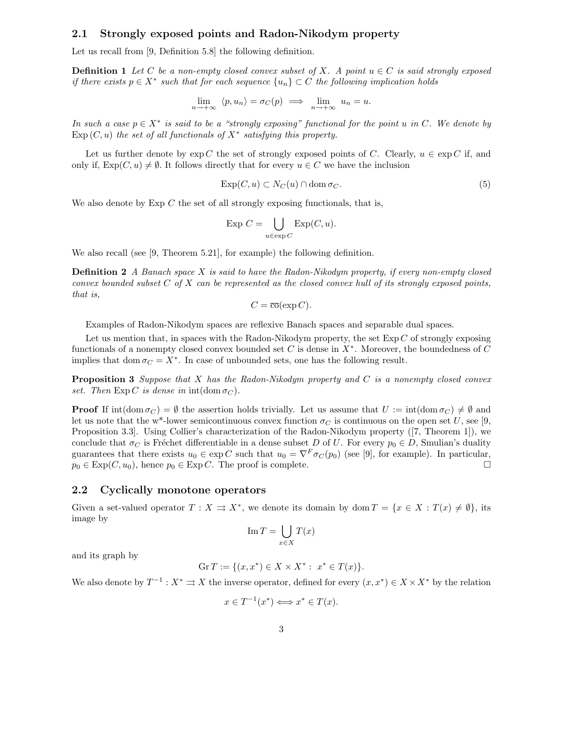### 2.1 Strongly exposed points and Radon-Nikodym property

Let us recall from [9, Definition 5.8] the following definition.

**Definition 1** *Let $C$ be a non-empty closed convex subset of $X$. A point $u \in C$ is said strongly exposed if there exists $p \in X^*$ such that for each sequence $\{u_n\} \subset C$ the following implication holds*

$$\lim_{n \to +\infty} \langle p, u_n \rangle = \sigma_C(p) \implies \lim_{n \to +\infty} u_n = u.$$

*In such a case $p \in X^*$ is said to be a "strongly exposing" functional for the point $u$ in $C$. We denote by $\operatorname{Exp}(C, u)$ the set of all functionals of $X^*$ satisfying this property.*

Let us further denote by $\exp C$ the set of strongly exposed points of $C$. Clearly, $u \in \exp C$ if, and only if, $\operatorname{Exp}(C, u) \neq \emptyset$. It follows directly that for every $u \in C$ we have the inclusion

$$\operatorname{Exp}(C, u) \subset N_C(u) \cap \operatorname{dom} \sigma_C. \tag{5}$$

We also denote by $\operatorname{Exp} C$ the set of all strongly exposing functionals, that is,

$$\operatorname{Exp} C = \bigcup_{u \in \exp C} \operatorname{Exp}(C, u).$$

We also recall (see [9, Theorem 5.21], for example) the following definition.

**Definition 2** *A Banach space $X$ is said to have the Radon-Nikodym property, if every non-empty closed convex bounded subset $C$ of $X$ can be represented as the closed convex hull of its strongly exposed points, that is,*

$$C = \overline{\operatorname{co}}(\exp C).$$

Examples of Radon-Nikodym spaces are reflexive Banach spaces and separable dual spaces.

Let us mention that, in spaces with the Radon-Nikodym property, the set $\operatorname{Exp} C$ of strongly exposing functionals of a nonempty closed convex bounded set $C$ is dense in $X^*$. Moreover, the boundedness of $C$ implies that $\operatorname{dom} \sigma_C = X^*$. In case of unbounded sets, one has the following result.

**Proposition 3** *Suppose that $X$ has the Radon-Nikodym property and $C$ is a nonempty closed convex set. Then $\operatorname{Exp} C$ is dense in $\operatorname{int}(\operatorname{dom} \sigma_C)$.*

**Proof** If $\operatorname{int}(\operatorname{dom} \sigma_C) = \emptyset$ the assertion holds trivially. Let us assume that $U := \operatorname{int}(\operatorname{dom} \sigma_C) \neq \emptyset$ and let us note that the w*-lower semicontinuous convex function $\sigma_C$ is continuous on the open set $U$, see [9, Proposition 3.3]. Using Collier's characterization of the Radon-Nikodym property ([7, Theorem 1]), we conclude that $\sigma_C$ is Fréchet differentiable in a dense subset $D$ of $U$. For every $p_0 \in D$, Smulian's duality guarantees that there exists $u_0 \in \exp C$ such that $u_0 = \nabla^F \sigma_C(p_0)$ (see [9], for example). In particular, $p_0 \in \operatorname{Exp}(C, u_0)$, hence $p_0 \in \operatorname{Exp} C$. The proof is complete. □

### 2.2 Cyclically monotone operators

Given a set-valued operator $T : X \rightrightarrows X^*$, we denote its domain by $\operatorname{dom} T = \{x \in X : T(x) \neq \emptyset\}$, its image by

$$\operatorname{Im} T = \bigcup_{x \in X} T(x)$$

and its graph by

$$\operatorname{Gr} T := \{(x, x^*) \in X \times X^* : \; x^* \in T(x)\}.$$

We also denote by $T^{-1} : X^* \rightrightarrows X$ the inverse operator, defined for every $(x, x^*) \in X \times X^*$ by the relation

$$x \in T^{-1}(x^*) \iff x^* \in T(x).$$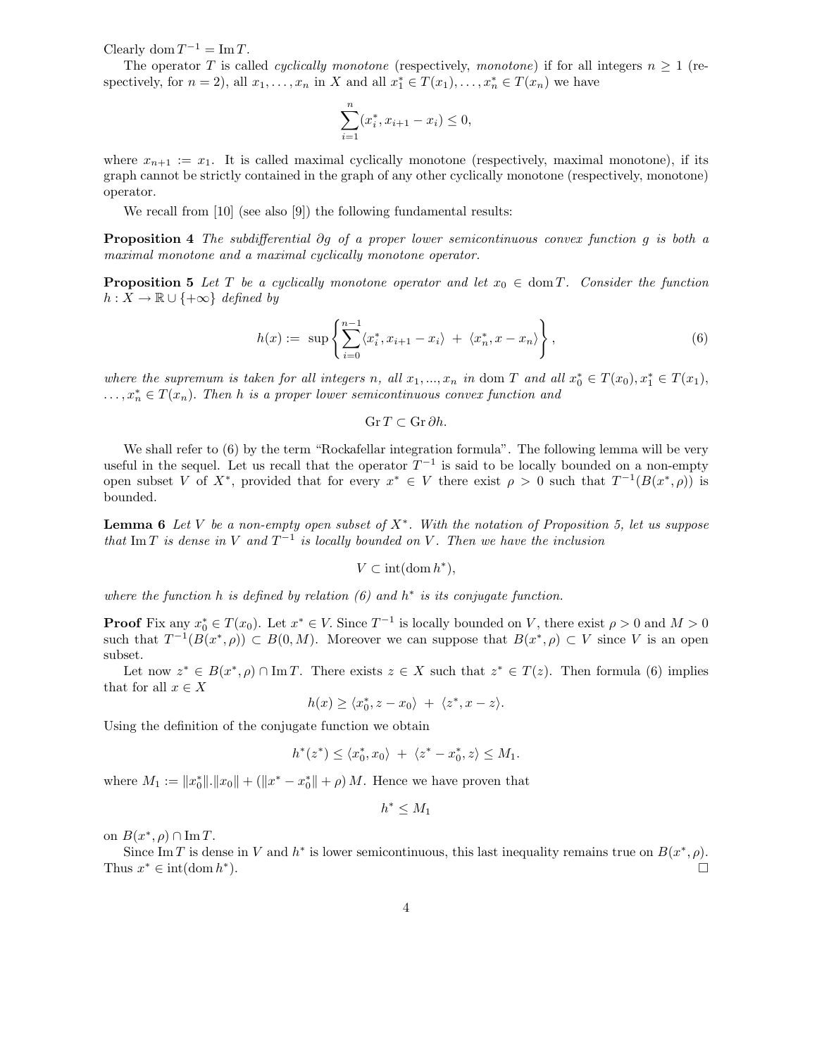Clearly $\operatorname{dom} T^{-1} = \operatorname{Im} T$.

The operator $T$ is called *cyclically monotone* (respectively, *monotone*) if for all integers $n \geq 1$ (respectively, for $n = 2$), all $x_1, \ldots, x_n$ in $X$ and all $x_1^* \in T(x_1), \ldots, x_n^* \in T(x_n)$ we have

$$\sum_{i=1}^{n} (x_i^*, x_{i+1} - x_i) \leq 0,$$

where $x_{n+1} := x_1$. It is called maximal cyclically monotone (respectively, maximal monotone), if its graph cannot be strictly contained in the graph of any other cyclically monotone (respectively, monotone) operator.

We recall from [10] (see also [9]) the following fundamental results:

**Proposition 4** *The subdifferential $\partial g$ of a proper lower semicontinuous convex function $g$ is both a maximal monotone and a maximal cyclically monotone operator.*

**Proposition 5** *Let $T$ be a cyclically monotone operator and let $x_0 \in \operatorname{dom} T$. Consider the function $h : X \to \mathbb{R} \cup \{+\infty\}$ defined by*

$$h(x) := \sup \left\{ \sum_{i=0}^{n-1} \langle x_i^*, x_{i+1} - x_i \rangle \; + \; \langle x_n^*, x - x_n \rangle \right\}, \tag{6}$$

*where the supremum is taken for all integers $n$, all $x_1, ..., x_n$ in $\operatorname{dom} T$ and all $x_0^* \in T(x_0), x_1^* \in T(x_1)$, $\ldots, x_n^* \in T(x_n)$. Then $h$ is a proper lower semicontinuous convex function and*

$$\operatorname{Gr} T \subset \operatorname{Gr} \partial h.$$

We shall refer to (6) by the term "Rockafellar integration formula". The following lemma will be very useful in the sequel. Let us recall that the operator $T^{-1}$ is said to be locally bounded on a non-empty open subset $V$ of $X^*$, provided that for every $x^* \in V$ there exist $\rho > 0$ such that $T^{-1}(B(x^*, \rho))$ is bounded.

**Lemma 6** *Let $V$ be a non-empty open subset of $X^*$. With the notation of Proposition 5, let us suppose that $\operatorname{Im} T$ is dense in $V$ and $T^{-1}$ is locally bounded on $V$. Then we have the inclusion*

$$V \subset \operatorname{int}(\operatorname{dom} h^*),$$

*where the function $h$ is defined by relation (6) and $h^*$ is its conjugate function.*

**Proof** Fix any $x_0^* \in T(x_0)$. Let $x^* \in V$. Since $T^{-1}$ is locally bounded on $V$, there exist $\rho > 0$ and $M > 0$ such that $T^{-1}(B(x^*, \rho)) \subset B(0, M)$. Moreover we can suppose that $B(x^*, \rho) \subset V$ since $V$ is an open subset.

Let now $z^* \in B(x^*, \rho) \cap \operatorname{Im} T$. There exists $z \in X$ such that $z^* \in T(z)$. Then formula (6) implies that for all $x \in X$

$$h(x) \geq \langle x_0^*, z - x_0 \rangle \; + \; \langle z^*, x - z \rangle.$$

Using the definition of the conjugate function we obtain

$$h^*(z^*) \leq \langle x_0^*, x_0 \rangle \; + \; \langle z^* - x_0^*, z \rangle \leq M_1.$$

where $M_1 := \|x_0^*\|.\|x_0\| + (\|x^* - x_0^*\| + \rho)\, M$. Hence we have proven that

$$h^* \leq M_1$$

on $B(x^*, \rho) \cap \operatorname{Im} T$.

Since $\operatorname{Im} T$ is dense in $V$ and $h^*$ is lower semicontinuous, this last inequality remains true on $B(x^*, \rho)$. Thus $x^* \in \operatorname{int}(\operatorname{dom} h^*)$. $\square$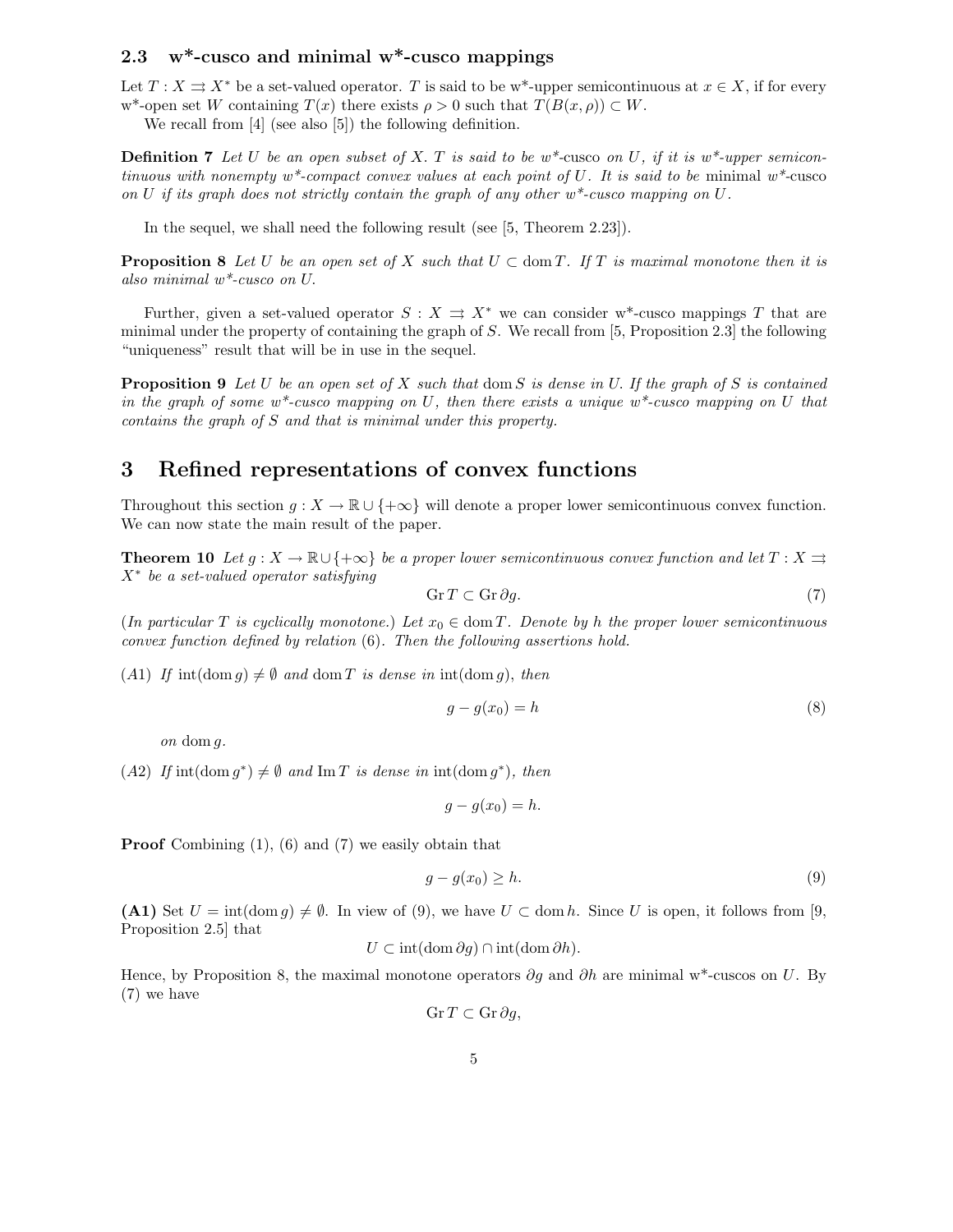### 2.3 w*-cusco and minimal w*-cusco mappings

Let $T : X \rightrightarrows X^*$ be a set-valued operator. $T$ is said to be w*-upper semicontinuous at $x \in X$, if for every w*-open set $W$ containing $T(x)$ there exists $\rho > 0$ such that $T(B(x, \rho)) \subset W$.

We recall from [4] (see also [5]) the following definition.

**Definition 7** *Let $U$ be an open subset of $X$. $T$ is said to be w\*-cusco on $U$, if it is w\*-upper semicontinuous with nonempty w\*-compact convex values at each point of $U$. It is said to be* minimal w\*-cusco *on $U$ if its graph does not strictly contain the graph of any other w\*-cusco mapping on $U$.*

In the sequel, we shall need the following result (see [5, Theorem 2.23]).

**Proposition 8** *Let $U$ be an open set of $X$ such that $U \subset \operatorname{dom} T$. If $T$ is maximal monotone then it is also minimal w\*-cusco on $U$.*

Further, given a set-valued operator $S : X \rightrightarrows X^*$ we can consider w*-cusco mappings $T$ that are minimal under the property of containing the graph of $S$. We recall from [5, Proposition 2.3] the following "uniqueness" result that will be in use in the sequel.

**Proposition 9** *Let $U$ be an open set of $X$ such that $\operatorname{dom} S$ is dense in $U$. If the graph of $S$ is contained in the graph of some w\*-cusco mapping on $U$, then there exists a unique w\*-cusco mapping on $U$ that contains the graph of $S$ and that is minimal under this property.*

# 3 Refined representations of convex functions

Throughout this section $g : X \to \mathbb{R} \cup \{+\infty\}$ will denote a proper lower semicontinuous convex function. We can now state the main result of the paper.

**Theorem 10** *Let $g : X \to \mathbb{R} \cup \{+\infty\}$ be a proper lower semicontinuous convex function and let $T : X \rightrightarrows X^*$ be a set-valued operator satisfying*

$$\operatorname{Gr} T \subset \operatorname{Gr} \partial g. \tag{7}$$

*(In particular $T$ is cyclically monotone.) Let $x_0 \in \operatorname{dom} T$. Denote by $h$ the proper lower semicontinuous convex function defined by relation* (6). *Then the following assertions hold.*

*(A1) If $\operatorname{int}(\operatorname{dom} g) \neq \emptyset$ and $\operatorname{dom} T$ is dense in $\operatorname{int}(\operatorname{dom} g)$, then*

$$g - g(x_0) = h \tag{8}$$

*on $\operatorname{dom} g$.*

*(A2) If $\operatorname{int}(\operatorname{dom} g^*) \neq \emptyset$ and $\operatorname{Im} T$ is dense in $\operatorname{int}(\operatorname{dom} g^*)$, then*

$$g - g(x_0) = h.$$

**Proof** Combining (1), (6) and (7) we easily obtain that

$$g - g(x_0) \geq h. \tag{9}$$

**(A1)** Set $U = \operatorname{int}(\operatorname{dom} g) \neq \emptyset$. In view of (9), we have $U \subset \operatorname{dom} h$. Since $U$ is open, it follows from [9, Proposition 2.5] that

$$U \subset \operatorname{int}(\operatorname{dom} \partial g) \cap \operatorname{int}(\operatorname{dom} \partial h).$$

Hence, by Proposition 8, the maximal monotone operators $\partial g$ and $\partial h$ are minimal w*-cuscos on $U$. By (7) we have

$$\operatorname{Gr} T \subset \operatorname{Gr} \partial g,$$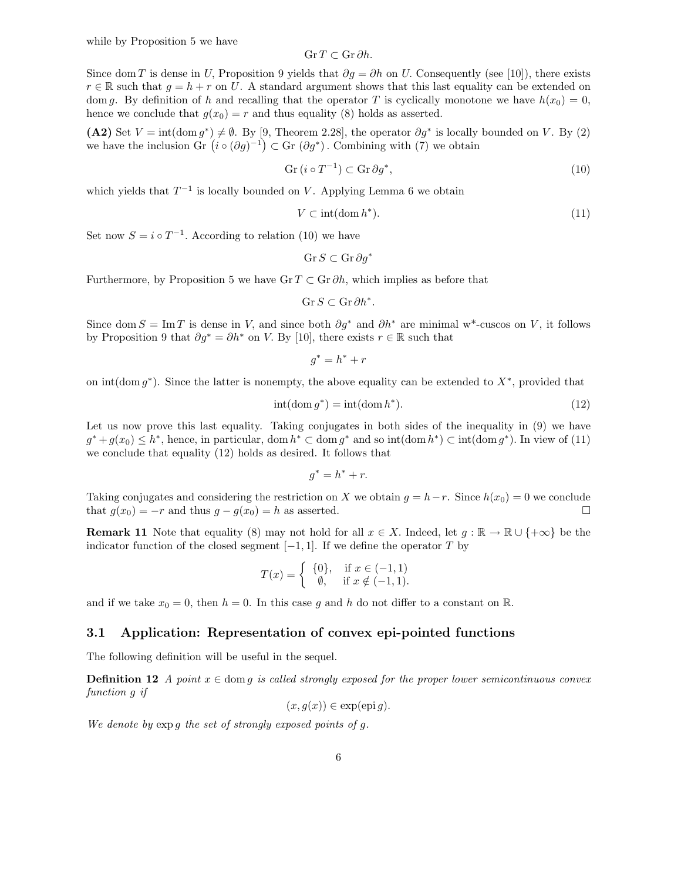while by Proposition 5 we have

$$\operatorname{Gr} T \subset \operatorname{Gr} \partial h.$$

Since $\operatorname{dom} T$ is dense in $U$, Proposition 9 yields that $\partial g = \partial h$ on $U$. Consequently (see [10]), there exists $r \in \mathbb{R}$ such that $g = h + r$ on $U$. A standard argument shows that this last equality can be extended on $\operatorname{dom} g$. By definition of $h$ and recalling that the operator $T$ is cyclically monotone we have $h(x_0) = 0$, hence we conclude that $g(x_0) = r$ and thus equality (8) holds as asserted.

**(A2)** Set $V = \operatorname{int}(\operatorname{dom} g^*) \neq \emptyset$. By [9, Theorem 2.28], the operator $\partial g^*$ is locally bounded on $V$. By (2) we have the inclusion $\operatorname{Gr}\left(i \circ (\partial g)^{-1}\right) \subset \operatorname{Gr}\left(\partial g^*\right)$. Combining with (7) we obtain

$$\operatorname{Gr}(i \circ T^{-1}) \subset \operatorname{Gr} \partial g^*, \tag{10}$$

which yields that $T^{-1}$ is locally bounded on $V$. Applying Lemma 6 we obtain

$$V \subset \operatorname{int}(\operatorname{dom} h^*). \tag{11}$$

Set now $S = i \circ T^{-1}$. According to relation (10) we have

$$\operatorname{Gr} S \subset \operatorname{Gr} \partial g^*$$

Furthermore, by Proposition 5 we have $\operatorname{Gr} T \subset \operatorname{Gr} \partial h$, which implies as before that

$$\operatorname{Gr} S \subset \operatorname{Gr} \partial h^*.$$

Since $\operatorname{dom} S = \operatorname{Im} T$ is dense in $V$, and since both $\partial g^*$ and $\partial h^*$ are minimal w*-cuscos on $V$, it follows by Proposition 9 that $\partial g^* = \partial h^*$ on $V$. By [10], there exists $r \in \mathbb{R}$ such that

$$g^* = h^* + r$$

on $\operatorname{int}(\operatorname{dom} g^*)$. Since the latter is nonempty, the above equality can be extended to $X^*$, provided that

$$\operatorname{int}(\operatorname{dom} g^*) = \operatorname{int}(\operatorname{dom} h^*). \tag{12}$$

Let us now prove this last equality. Taking conjugates in both sides of the inequality in (9) we have $g^* + g(x_0) \leq h^*$, hence, in particular, $\operatorname{dom} h^* \subset \operatorname{dom} g^*$ and so $\operatorname{int}(\operatorname{dom} h^*) \subset \operatorname{int}(\operatorname{dom} g^*)$. In view of (11) we conclude that equality (12) holds as desired. It follows that

$$g^* = h^* + r.$$

Taking conjugates and considering the restriction on $X$ we obtain $g = h - r$. Since $h(x_0) = 0$ we conclude that $g(x_0) = -r$ and thus $g - g(x_0) = h$ as asserted. $\square$

**Remark 11** Note that equality (8) may not hold for all $x \in X$. Indeed, let $g : \mathbb{R} \to \mathbb{R} \cup \{+\infty\}$ be the indicator function of the closed segment $[-1, 1]$. If we define the operator $T$ by

$$T(x) = \begin{cases} \{0\}, & \text{if } x \in (-1, 1) \\ \emptyset, & \text{if } x \notin (-1, 1). \end{cases}$$

and if we take $x_0 = 0$, then $h = 0$. In this case $g$ and $h$ do not differ to a constant on $\mathbb{R}$.

### 3.1 Application: Representation of convex epi-pointed functions

The following definition will be useful in the sequel.

**Definition 12** *A point $x \in \operatorname{dom} g$ is called strongly exposed for the proper lower semicontinuous convex function $g$ if*

$$(x, g(x)) \in \exp(\operatorname{epi} g).$$

*We denote by $\exp g$ the set of strongly exposed points of $g$.*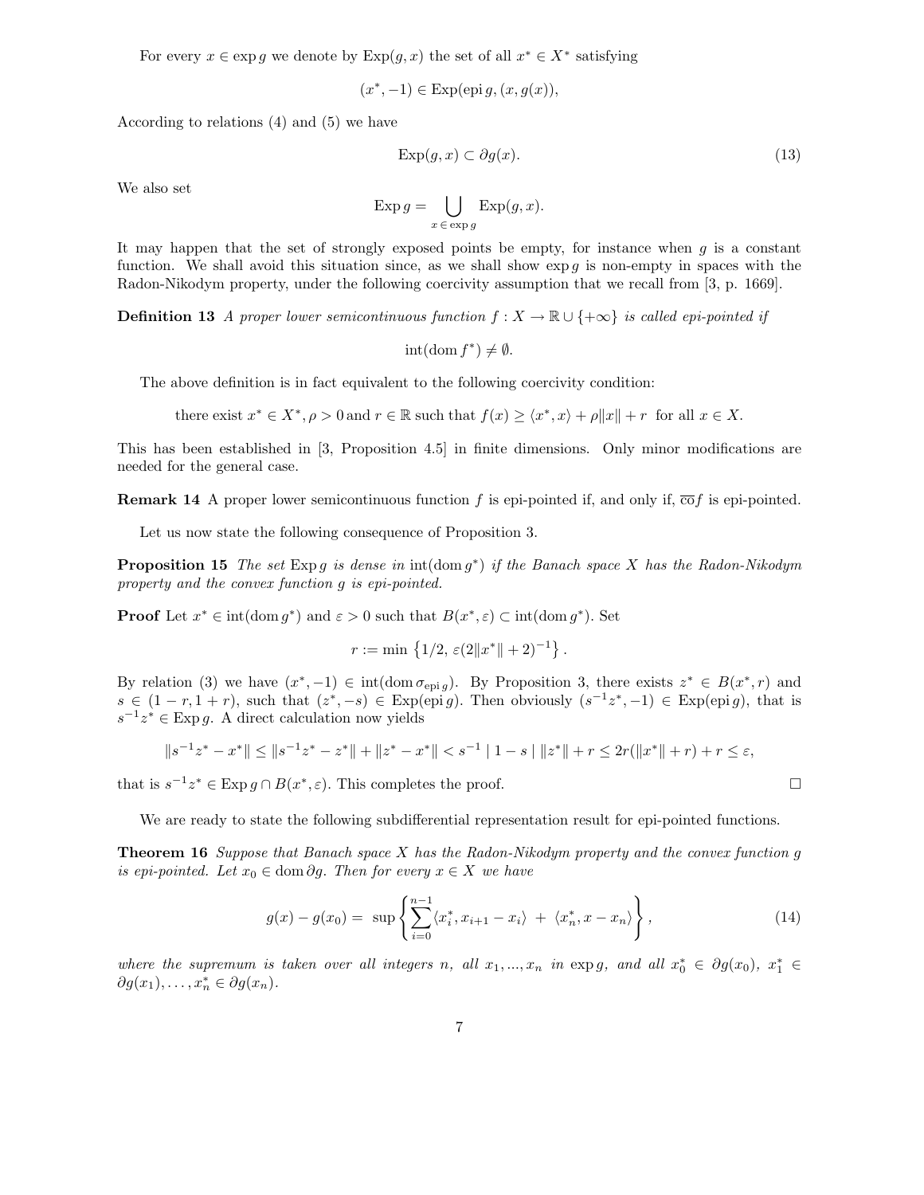For every $x \in \exp g$ we denote by $\mathrm{Exp}(g, x)$ the set of all $x^* \in X^*$ satisfying

$$(x^*, -1) \in \mathrm{Exp}(\mathrm{epi}\, g, (x, g(x))),$$

According to relations (4) and (5) we have

$$\mathrm{Exp}(g, x) \subset \partial g(x). \tag{13}$$

We also set

$$\mathrm{Exp}\, g = \bigcup_{x \,\in\, \exp g} \mathrm{Exp}(g, x).$$

It may happen that the set of strongly exposed points be empty, for instance when $g$ is a constant function. We shall avoid this situation since, as we shall show $\exp g$ is non-empty in spaces with the Radon-Nikodym property, under the following coercivity assumption that we recall from [3, p. 1669].

**Definition 13** *A proper lower semicontinuous function $f : X \to \mathbb{R} \cup \{+\infty\}$ is called epi-pointed if*

$$\mathrm{int}(\mathrm{dom}\, f^*) \neq \emptyset.$$

The above definition is in fact equivalent to the following coercivity condition:

$$\text{there exist } x^* \in X^*, \rho > 0 \,\text{and } r \in \mathbb{R} \text{ such that } f(x) \geq \langle x^*, x\rangle + \rho\|x\| + r \;\text{ for all } x \in X.$$

This has been established in [3, Proposition 4.5] in finite dimensions. Only minor modifications are needed for the general case.

**Remark 14** A proper lower semicontinuous function $f$ is epi-pointed if, and only if, $\overline{\mathrm{co}} f$ is epi-pointed.

Let us now state the following consequence of Proposition 3.

**Proposition 15** *The set $\mathrm{Exp}\, g$ is dense in $\mathrm{int}(\mathrm{dom}\, g^*)$ if the Banach space $X$ has the Radon-Nikodym property and the convex function $g$ is epi-pointed.*

**Proof** Let $x^* \in \mathrm{int}(\mathrm{dom}\, g^*)$ and $\varepsilon > 0$ such that $B(x^*, \varepsilon) \subset \mathrm{int}(\mathrm{dom}\, g^*)$. Set

$$r := \min\left\{1/2,\, \varepsilon(2\|x^*\| + 2)^{-1}\right\}.$$

By relation (3) we have $(x^*, -1) \in \mathrm{int}(\mathrm{dom}\, \sigma_{\mathrm{epi}\, g})$. By Proposition 3, there exists $z^* \in B(x^*, r)$ and $s \in (1 - r, 1 + r)$, such that $(z^*, -s) \in \mathrm{Exp}(\mathrm{epi}\, g)$. Then obviously $(s^{-1}z^*, -1) \in \mathrm{Exp}(\mathrm{epi}\, g)$, that is $s^{-1}z^* \in \mathrm{Exp}\, g$. A direct calculation now yields

$$\|s^{-1}z^* - x^*\| \leq \|s^{-1}z^* - z^*\| + \|z^* - x^*\| < s^{-1} \mid 1 - s \mid \|z^*\| + r \leq 2r(\|x^*\| + r) + r \leq \varepsilon,$$

that is $s^{-1}z^* \in \mathrm{Exp}\, g \cap B(x^*, \varepsilon)$. This completes the proof. $\square$

We are ready to state the following subdifferential representation result for epi-pointed functions.

**Theorem 16** *Suppose that Banach space $X$ has the Radon-Nikodym property and the convex function $g$ is epi-pointed. Let $x_0 \in \mathrm{dom}\, \partial g$. Then for every $x \in X$ we have*

$$g(x) - g(x_0) = \sup\left\{\sum_{i=0}^{n-1} \langle x_i^*, x_{i+1} - x_i\rangle \;+\; \langle x_n^*, x - x_n\rangle\right\}, \tag{14}$$

*where the supremum is taken over all integers $n$, all $x_1, ..., x_n$ in $\exp g$, and all $x_0^* \in \partial g(x_0)$, $x_1^* \in \partial g(x_1), \ldots, x_n^* \in \partial g(x_n)$.*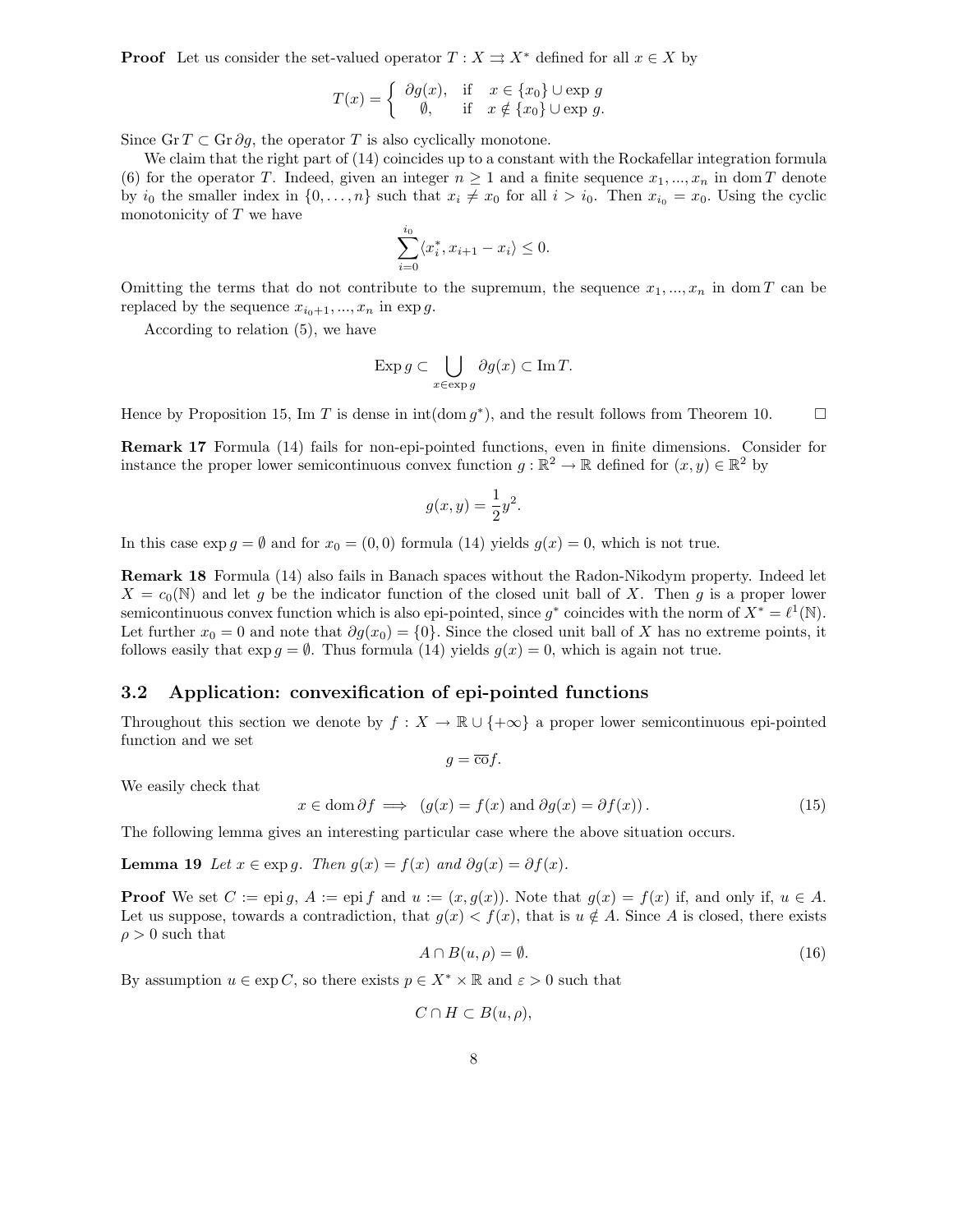**Proof** Let us consider the set-valued operator $T : X \rightrightarrows X^*$ defined for all $x \in X$ by

$$T(x) = \begin{cases} \partial g(x), & \text{if} \quad x \in \{x_0\} \cup \exp g \\ \emptyset, & \text{if} \quad x \notin \{x_0\} \cup \exp g. \end{cases}$$

Since $\operatorname{Gr} T \subset \operatorname{Gr} \partial g$, the operator $T$ is also cyclically monotone.

We claim that the right part of (14) coincides up to a constant with the Rockafellar integration formula (6) for the operator $T$. Indeed, given an integer $n \geq 1$ and a finite sequence $x_1, ..., x_n$ in $\operatorname{dom} T$ denote by $i_0$ the smaller index in $\{0, \ldots, n\}$ such that $x_i \neq x_0$ for all $i > i_0$. Then $x_{i_0} = x_0$. Using the cyclic monotonicity of $T$ we have

$$\sum_{i=0}^{i_0} \langle x_i^*, x_{i+1} - x_i \rangle \leq 0.$$

Omitting the terms that do not contribute to the supremum, the sequence $x_1, ..., x_n$ in $\operatorname{dom} T$ can be replaced by the sequence $x_{i_0+1}, ..., x_n$ in $\exp g$.

According to relation (5), we have

$$\operatorname{Exp} g \subset \bigcup_{x \in \exp g} \partial g(x) \subset \operatorname{Im} T.$$

Hence by Proposition 15, $\operatorname{Im} T$ is dense in $\operatorname{int}(\operatorname{dom} g^*)$, and the result follows from Theorem 10. $\square$

**Remark 17** Formula (14) fails for non-epi-pointed functions, even in finite dimensions. Consider for instance the proper lower semicontinuous convex function $g : \mathbb{R}^2 \to \mathbb{R}$ defined for $(x, y) \in \mathbb{R}^2$ by

$$g(x, y) = \frac{1}{2} y^2.$$

In this case $\exp g = \emptyset$ and for $x_0 = (0, 0)$ formula (14) yields $g(x) = 0$, which is not true.

**Remark 18** Formula (14) also fails in Banach spaces without the Radon-Nikodym property. Indeed let $X = c_0(\mathbb{N})$ and let $g$ be the indicator function of the closed unit ball of $X$. Then $g$ is a proper lower semicontinuous convex function which is also epi-pointed, since $g^*$ coincides with the norm of $X^* = \ell^1(\mathbb{N})$. Let further $x_0 = 0$ and note that $\partial g(x_0) = \{0\}$. Since the closed unit ball of $X$ has no extreme points, it follows easily that $\exp g = \emptyset$. Thus formula (14) yields $g(x) = 0$, which is again not true.

### 3.2 Application: convexification of epi-pointed functions

Throughout this section we denote by $f : X \to \mathbb{R} \cup \{+\infty\}$ a proper lower semicontinuous epi-pointed function and we set

$$g = \overline{\operatorname{co}} f.$$

We easily check that

$$x \in \operatorname{dom} \partial f \implies (g(x) = f(x) \text{ and } \partial g(x) = \partial f(x)). \tag{15}$$

The following lemma gives an interesting particular case where the above situation occurs.

**Lemma 19** *Let $x \in \exp g$. Then $g(x) = f(x)$ and $\partial g(x) = \partial f(x)$.*

**Proof** We set $C := \operatorname{epi} g$, $A := \operatorname{epi} f$ and $u := (x, g(x))$. Note that $g(x) = f(x)$ if, and only if, $u \in A$. Let us suppose, towards a contradiction, that $g(x) < f(x)$, that is $u \notin A$. Since $A$ is closed, there exists $\rho > 0$ such that

$$A \cap B(u, \rho) = \emptyset. \tag{16}$$

By assumption $u \in \exp C$, so there exists $p \in X^* \times \mathbb{R}$ and $\varepsilon > 0$ such that

$$C \cap H \subset B(u, \rho),$$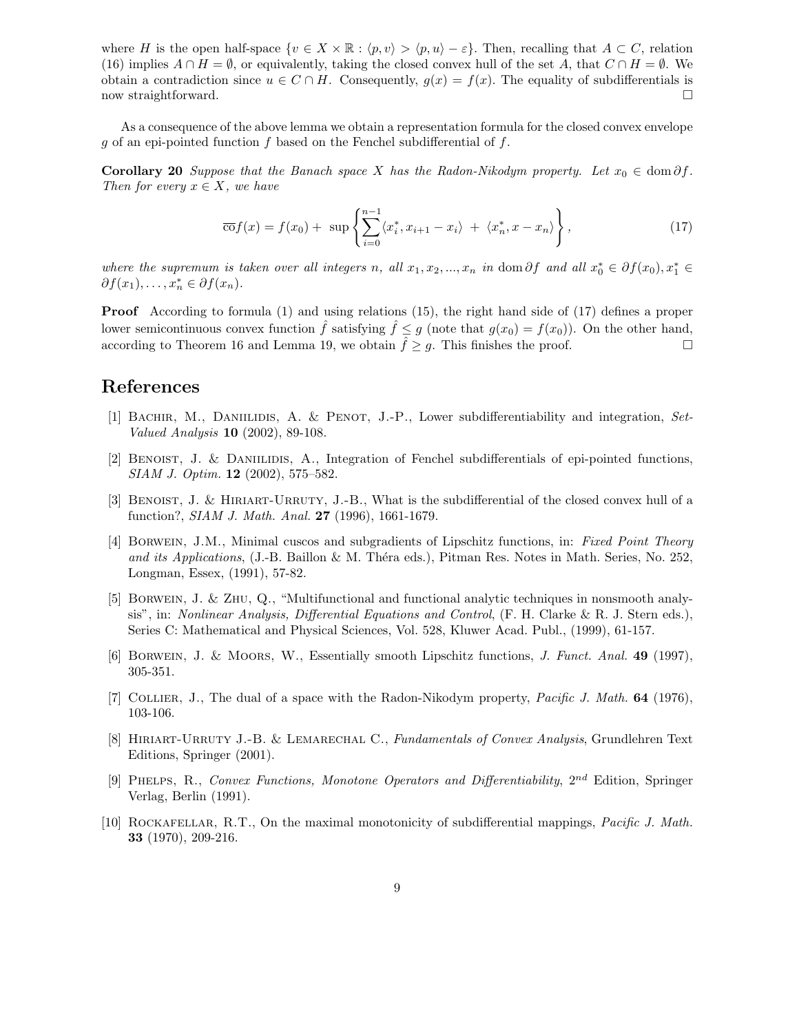where $H$ is the open half-space $\{v \in X \times \mathbb{R} : \langle p, v \rangle > \langle p, u \rangle - \varepsilon\}$. Then, recalling that $A \subset C$, relation (16) implies $A \cap H = \emptyset$, or equivalently, taking the closed convex hull of the set $A$, that $C \cap H = \emptyset$. We obtain a contradiction since $u \in C \cap H$. Consequently, $g(x) = f(x)$. The equality of subdifferentials is now straightforward. $\square$

As a consequence of the above lemma we obtain a representation formula for the closed convex envelope $g$ of an epi-pointed function $f$ based on the Fenchel subdifferential of $f$.

**Corollary 20** *Suppose that the Banach space $X$ has the Radon-Nikodym property. Let $x_0 \in \operatorname{dom} \partial f$. Then for every $x \in X$, we have*

$$\overline{\text{co}}f(x) = f(x_0) + \sup \left\{ \sum_{i=0}^{n-1} \langle x_i^*, x_{i+1} - x_i \rangle \;+\; \langle x_n^*, x - x_n \rangle \right\}, \tag{17}$$

*where the supremum is taken over all integers $n$, all $x_1, x_2, ..., x_n$ in $\operatorname{dom} \partial f$ and all $x_0^* \in \partial f(x_0), x_1^* \in \partial f(x_1), \ldots, x_n^* \in \partial f(x_n)$.*

**Proof** According to formula (1) and using relations (15), the right hand side of (17) defines a proper lower semicontinuous convex function $\hat{f}$ satisfying $\hat{f} \leq g$ (note that $g(x_0) = f(x_0)$). On the other hand, according to Theorem 16 and Lemma 19, we obtain $\hat{f} \geq g$. This finishes the proof. $\square$

# References

[1] Bachir, M., Daniilidis, A. & Penot, J.-P., Lower subdifferentiability and integration, *Set-Valued Analysis* **10** (2002), 89-108.

[2] Benoist, J. & Daniilidis, A., Integration of Fenchel subdifferentials of epi-pointed functions, *SIAM J. Optim.* **12** (2002), 575–582.

[3] Benoist, J. & Hiriart-Urruty, J.-B., What is the subdifferential of the closed convex hull of a function?, *SIAM J. Math. Anal.* **27** (1996), 1661-1679.

[4] Borwein, J.M., Minimal cuscos and subgradients of Lipschitz functions, in: *Fixed Point Theory and its Applications*, (J.-B. Baillon & M. Théra eds.), Pitman Res. Notes in Math. Series, No. 252, Longman, Essex, (1991), 57-82.

[5] Borwein, J. & Zhu, Q., "Multifunctional and functional analytic techniques in nonsmooth analysis", in: *Nonlinear Analysis, Differential Equations and Control*, (F. H. Clarke & R. J. Stern eds.), Series C: Mathematical and Physical Sciences, Vol. 528, Kluwer Acad. Publ., (1999), 61-157.

[6] Borwein, J. & Moors, W., Essentially smooth Lipschitz functions, *J. Funct. Anal.* **49** (1997), 305-351.

[7] Collier, J., The dual of a space with the Radon-Nikodym property, *Pacific J. Math.* **64** (1976), 103-106.

[8] Hiriart-Urruty J.-B. & Lemarechal C., *Fundamentals of Convex Analysis*, Grundlehren Text Editions, Springer (2001).

[9] Phelps, R., *Convex Functions, Monotone Operators and Differentiability*, $2^{nd}$ Edition, Springer Verlag, Berlin (1991).

[10] Rockafellar, R.T., On the maximal monotonicity of subdifferential mappings, *Pacific J. Math.* **33** (1970), 209-216.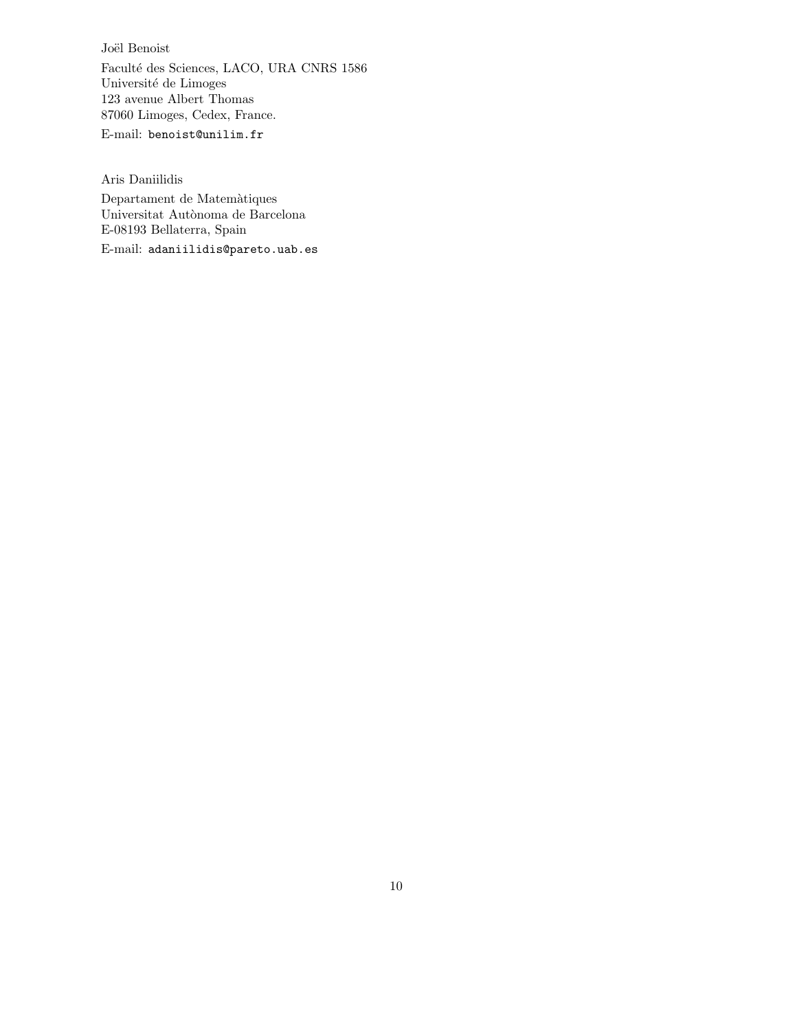Joël Benoist

Faculté des Sciences, LACO, URA CNRS 1586
Université de Limoges
123 avenue Albert Thomas
87060 Limoges, Cedex, France.

E-mail: benoist@unilim.fr

Aris Daniilidis

Departament de Matemàtiques
Universitat Autònoma de Barcelona
E-08193 Bellaterra, Spain

E-mail: adaniilidis@pareto.uab.es